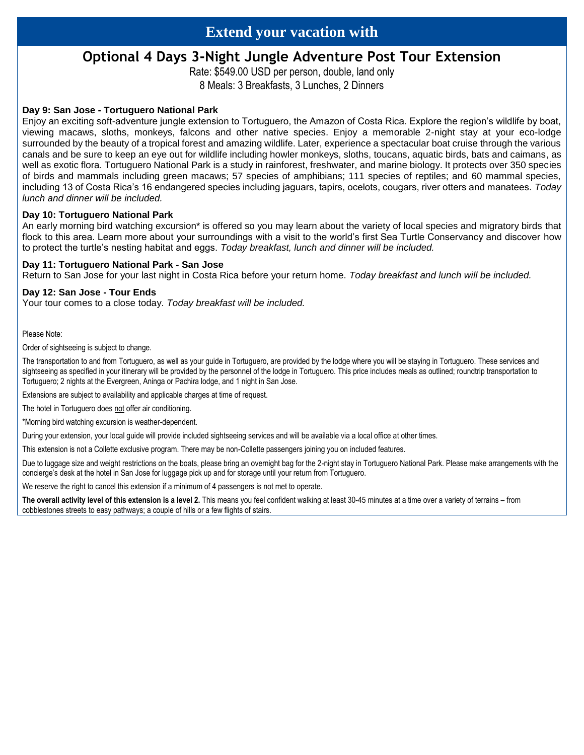# Extend your vacation with

## Optional 4 Days 3-Night Jungle Adventure Post Tour Extension

Rate: $549.00 USD per person, double, land only

8 Meals: 3 Breakfasts, 3 Lunches, 2 Dinners

**Day 9: San Jose - Tortuguero National Park**

Enjoy an exciting soft-adventure jungle extension to Tortuguero, the Amazon of Costa Rica. Explore the region's wildlife by boat, viewing macaws, sloths, monkeys, falcons and other native species. Enjoy a memorable 2-night stay at your eco-lodge surrounded by the beauty of a tropical forest and amazing wildlife. Later, experience a spectacular boat cruise through the various canals and be sure to keep an eye out for wildlife including howler monkeys, sloths, toucans, aquatic birds, bats and caimans, as well as exotic flora. Tortuguero National Park is a study in rainforest, freshwater, and marine biology. It protects over 350 species of birds and mammals including green macaws; 57 species of amphibians; 111 species of reptiles; and 60 mammal species, including 13 of Costa Rica's 16 endangered species including jaguars, tapirs, ocelots, cougars, river otters and manatees. *Today lunch and dinner will be included.*

**Day 10: Tortuguero National Park**

An early morning bird watching excursion* is offered so you may learn about the variety of local species and migratory birds that flock to this area. Learn more about your surroundings with a visit to the world's first Sea Turtle Conservancy and discover how to protect the turtle's nesting habitat and eggs. *Today breakfast, lunch and dinner will be included.*

**Day 11: Tortuguero National Park - San Jose**

Return to San Jose for your last night in Costa Rica before your return home. *Today breakfast and lunch will be included.*

**Day 12: San Jose - Tour Ends**

Your tour comes to a close today. *Today breakfast will be included.*

Please Note:

Order of sightseeing is subject to change.

The transportation to and from Tortuguero, as well as your guide in Tortuguero, are provided by the lodge where you will be staying in Tortuguero. These services and sightseeing as specified in your itinerary will be provided by the personnel of the lodge in Tortuguero. This price includes meals as outlined; roundtrip transportation to Tortuguero; 2 nights at the Evergreen, Aninga or Pachira lodge, and 1 night in San Jose.

Extensions are subject to availability and applicable charges at time of request.

The hotel in Tortuguero does not offer air conditioning.

*Morning bird watching excursion is weather-dependent.

During your extension, your local guide will provide included sightseeing services and will be available via a local office at other times.

This extension is not a Collette exclusive program. There may be non-Collette passengers joining you on included features.

Due to luggage size and weight restrictions on the boats, please bring an overnight bag for the 2-night stay in Tortuguero National Park. Please make arrangements with the concierge's desk at the hotel in San Jose for luggage pick up and for storage until your return from Tortuguero.

We reserve the right to cancel this extension if a minimum of 4 passengers is not met to operate.

**The overall activity level of this extension is a level 2.** This means you feel confident walking at least 30-45 minutes at a time over a variety of terrains – from cobblestones streets to easy pathways; a couple of hills or a few flights of stairs.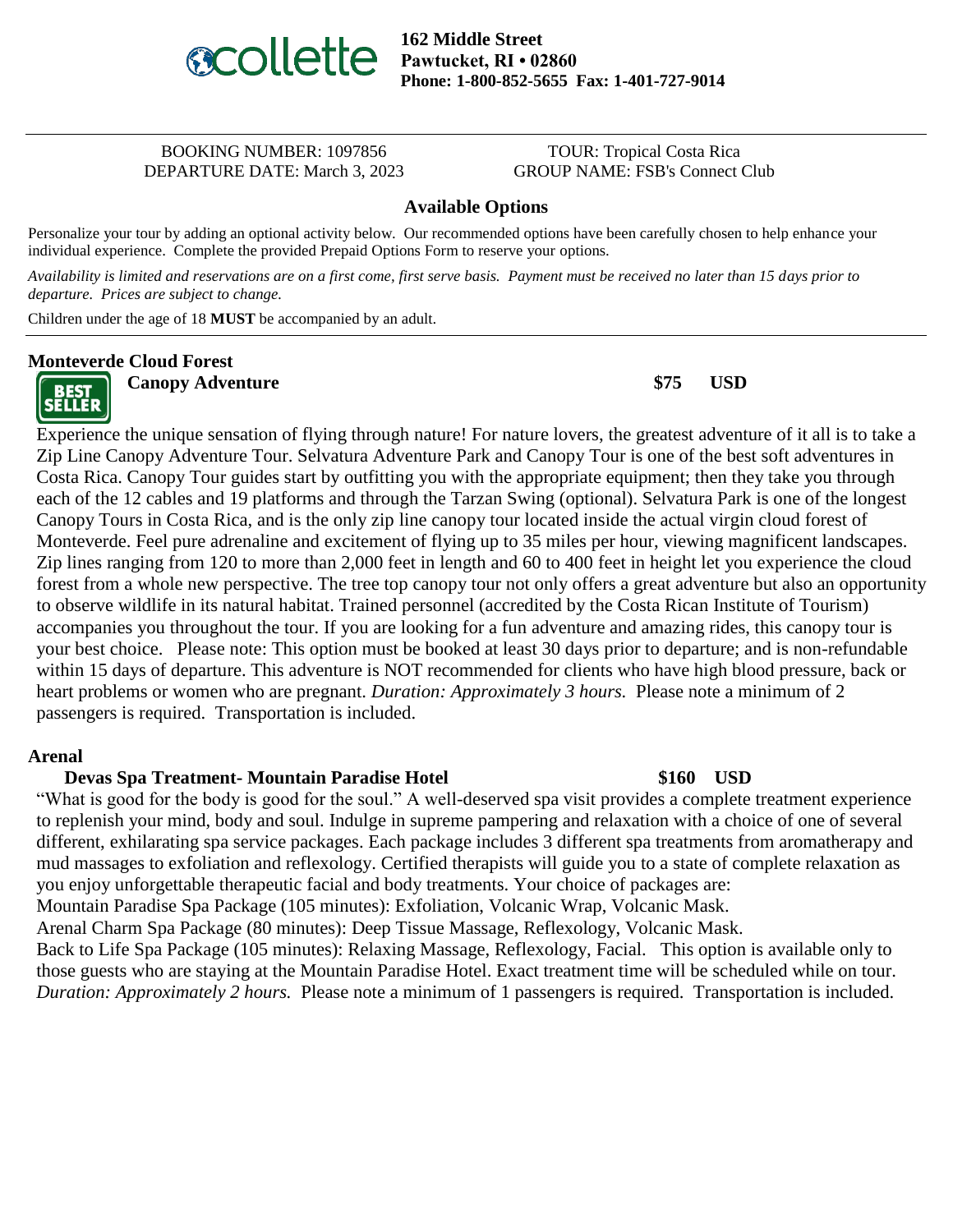collette

**162 Middle Street**
**Pawtucket, RI • 02860**
**Phone: 1-800-852-5655 Fax: 1-401-727-9014**

BOOKING NUMBER: 1097856
DEPARTURE DATE: March 3, 2023

TOUR: Tropical Costa Rica
GROUP NAME: FSB's Connect Club

## Available Options

Personalize your tour by adding an optional activity below. Our recommended options have been carefully chosen to help enhance your individual experience. Complete the provided Prepaid Options Form to reserve your options.

*Availability is limited and reservations are on a first come, first serve basis. Payment must be received no later than 15 days prior to departure. Prices are subject to change.*

Children under the age of 18 **MUST** be accompanied by an adult.

---

### Monteverde Cloud Forest

BEST SELLER

**Canopy Adventure** **$75 USD**

Experience the unique sensation of flying through nature! For nature lovers, the greatest adventure of it all is to take a Zip Line Canopy Adventure Tour. Selvatura Adventure Park and Canopy Tour is one of the best soft adventures in Costa Rica. Canopy Tour guides start by outfitting you with the appropriate equipment; then they take you through each of the 12 cables and 19 platforms and through the Tarzan Swing (optional). Selvatura Park is one of the longest Canopy Tours in Costa Rica, and is the only zip line canopy tour located inside the actual virgin cloud forest of Monteverde. Feel pure adrenaline and excitement of flying up to 35 miles per hour, viewing magnificent landscapes. Zip lines ranging from 120 to more than 2,000 feet in length and 60 to 400 feet in height let you experience the cloud forest from a whole new perspective. The tree top canopy tour not only offers a great adventure but also an opportunity to observe wildlife in its natural habitat. Trained personnel (accredited by the Costa Rican Institute of Tourism) accompanies you throughout the tour. If you are looking for a fun adventure and amazing rides, this canopy tour is your best choice. Please note: This option must be booked at least 30 days prior to departure; and is non-refundable within 15 days of departure. This adventure is NOT recommended for clients who have high blood pressure, back or heart problems or women who are pregnant. *Duration: Approximately 3 hours.* Please note a minimum of 2 passengers is required. Transportation is included.

### Arenal

**Devas Spa Treatment- Mountain Paradise Hotel** **$160 USD**

"What is good for the body is good for the soul." A well-deserved spa visit provides a complete treatment experience to replenish your mind, body and soul. Indulge in supreme pampering and relaxation with a choice of one of several different, exhilarating spa service packages. Each package includes 3 different spa treatments from aromatherapy and mud massages to exfoliation and reflexology. Certified therapists will guide you to a state of complete relaxation as you enjoy unforgettable therapeutic facial and body treatments. Your choice of packages are:
Mountain Paradise Spa Package (105 minutes): Exfoliation, Volcanic Wrap, Volcanic Mask.
Arenal Charm Spa Package (80 minutes): Deep Tissue Massage, Reflexology, Volcanic Mask.
Back to Life Spa Package (105 minutes): Relaxing Massage, Reflexology, Facial. This option is available only to those guests who are staying at the Mountain Paradise Hotel. Exact treatment time will be scheduled while on tour. *Duration: Approximately 2 hours.* Please note a minimum of 1 passengers is required. Transportation is included.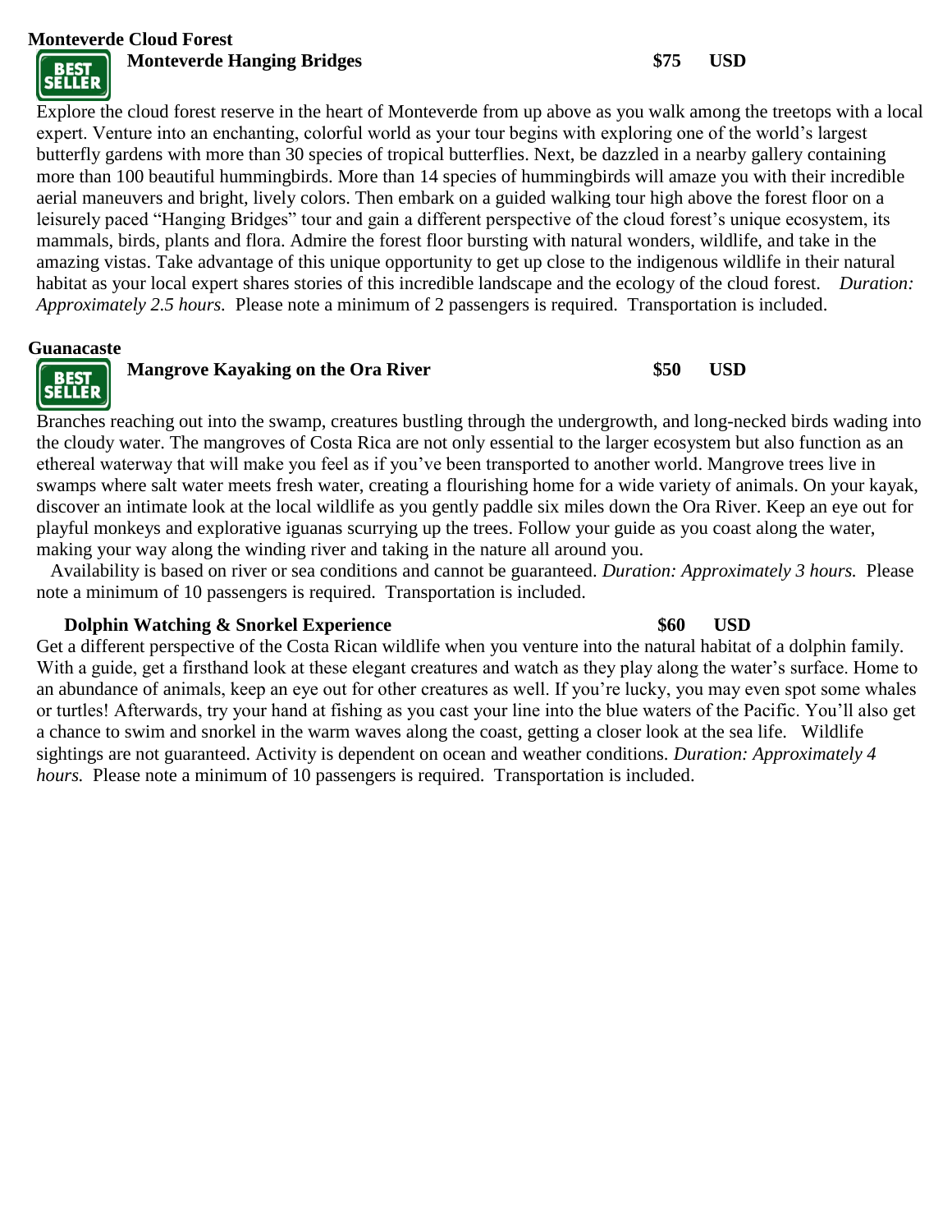## Monteverde Cloud Forest

BEST SELLER

### Monteverde Hanging Bridges $75 USD

Explore the cloud forest reserve in the heart of Monteverde from up above as you walk among the treetops with a local expert. Venture into an enchanting, colorful world as your tour begins with exploring one of the world's largest butterfly gardens with more than 30 species of tropical butterflies. Next, be dazzled in a nearby gallery containing more than 100 beautiful hummingbirds. More than 14 species of hummingbirds will amaze you with their incredible aerial maneuvers and bright, lively colors. Then embark on a guided walking tour high above the forest floor on a leisurely paced "Hanging Bridges" tour and gain a different perspective of the cloud forest's unique ecosystem, its mammals, birds, plants and flora. Admire the forest floor bursting with natural wonders, wildlife, and take in the amazing vistas. Take advantage of this unique opportunity to get up close to the indigenous wildlife in their natural habitat as your local expert shares stories of this incredible landscape and the ecology of the cloud forest. *Duration: Approximately 2.5 hours.* Please note a minimum of 2 passengers is required. Transportation is included.

## Guanacaste

BEST SELLER

### Mangrove Kayaking on the Ora River $50 USD

Branches reaching out into the swamp, creatures bustling through the undergrowth, and long-necked birds wading into the cloudy water. The mangroves of Costa Rica are not only essential to the larger ecosystem but also function as an ethereal waterway that will make you feel as if you've been transported to another world. Mangrove trees live in swamps where salt water meets fresh water, creating a flourishing home for a wide variety of animals. On your kayak, discover an intimate look at the local wildlife as you gently paddle six miles down the Ora River. Keep an eye out for playful monkeys and explorative iguanas scurrying up the trees. Follow your guide as you coast along the water, making your way along the winding river and taking in the nature all around you.

Availability is based on river or sea conditions and cannot be guaranteed. *Duration: Approximately 3 hours.* Please note a minimum of 10 passengers is required. Transportation is included.

### Dolphin Watching & Snorkel Experience $60 USD

Get a different perspective of the Costa Rican wildlife when you venture into the natural habitat of a dolphin family. With a guide, get a firsthand look at these elegant creatures and watch as they play along the water's surface. Home to an abundance of animals, keep an eye out for other creatures as well. If you're lucky, you may even spot some whales or turtles! Afterwards, try your hand at fishing as you cast your line into the blue waters of the Pacific. You'll also get a chance to swim and snorkel in the warm waves along the coast, getting a closer look at the sea life. Wildlife sightings are not guaranteed. Activity is dependent on ocean and weather conditions. *Duration: Approximately 4 hours.* Please note a minimum of 10 passengers is required. Transportation is included.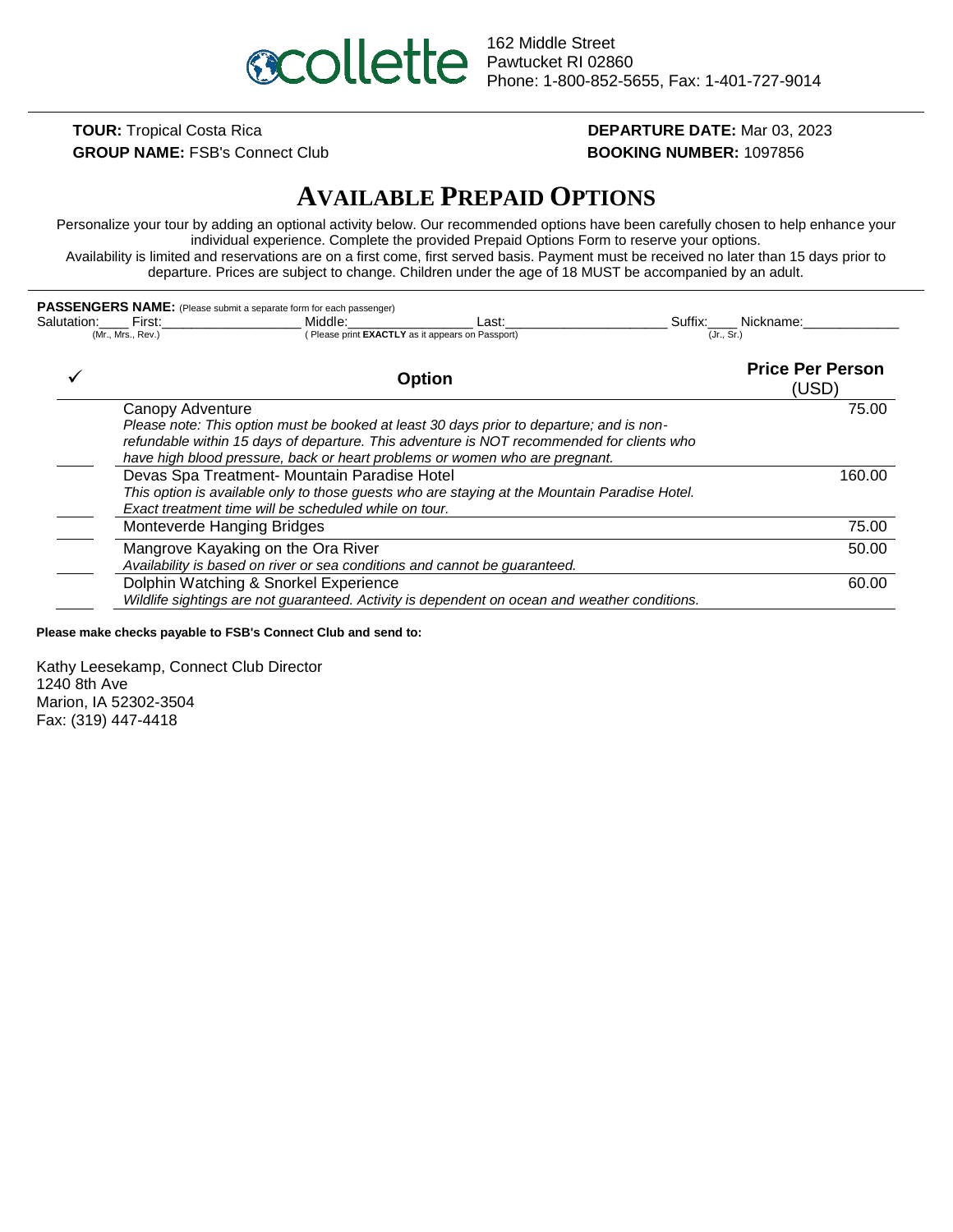collette

162 Middle Street
Pawtucket RI 02860
Phone: 1-800-852-5655, Fax: 1-401-727-9014

**TOUR:** Tropical Costa Rica
**GROUP NAME:** FSB's Connect Club

**DEPARTURE DATE:** Mar 03, 2023
**BOOKING NUMBER:** 1097856

# AVAILABLE PREPAID OPTIONS

Personalize your tour by adding an optional activity below. Our recommended options have been carefully chosen to help enhance your individual experience. Complete the provided Prepaid Options Form to reserve your options.
Availability is limited and reservations are on a first come, first served basis. Payment must be received no later than 15 days prior to departure. Prices are subject to change. Children under the age of 18 MUST be accompanied by an adult.

**PASSENGERS NAME:** (Please submit a separate form for each passenger)
Salutation:____ First:__________________ Middle:________________ Last:____________________ Suffix:____ Nickname:____________
(Mr., Mrs., Rev.) ( Please print **EXACTLY** as it appears on Passport) (Jr., Sr.)

| ✓ | Option | Price Per Person (USD) |
|---|---|---|
| ____ | Canopy Adventure<br>*Please note: This option must be booked at least 30 days prior to departure; and is non-refundable within 15 days of departure. This adventure is NOT recommended for clients who have high blood pressure, back or heart problems or women who are pregnant.* | 75.00 |
| ____ | Devas Spa Treatment- Mountain Paradise Hotel<br>*This option is available only to those guests who are staying at the Mountain Paradise Hotel. Exact treatment time will be scheduled while on tour.* | 160.00 |
| ____ | Monteverde Hanging Bridges | 75.00 |
| ____ | Mangrove Kayaking on the Ora River<br>*Availability is based on river or sea conditions and cannot be guaranteed.* | 50.00 |
| ____ | Dolphin Watching & Snorkel Experience<br>*Wildlife sightings are not guaranteed. Activity is dependent on ocean and weather conditions.* | 60.00 |

**Please make checks payable to FSB's Connect Club and send to:**

Kathy Leesekamp, Connect Club Director
1240 8th Ave
Marion, IA 52302-3504
Fax: (319) 447-4418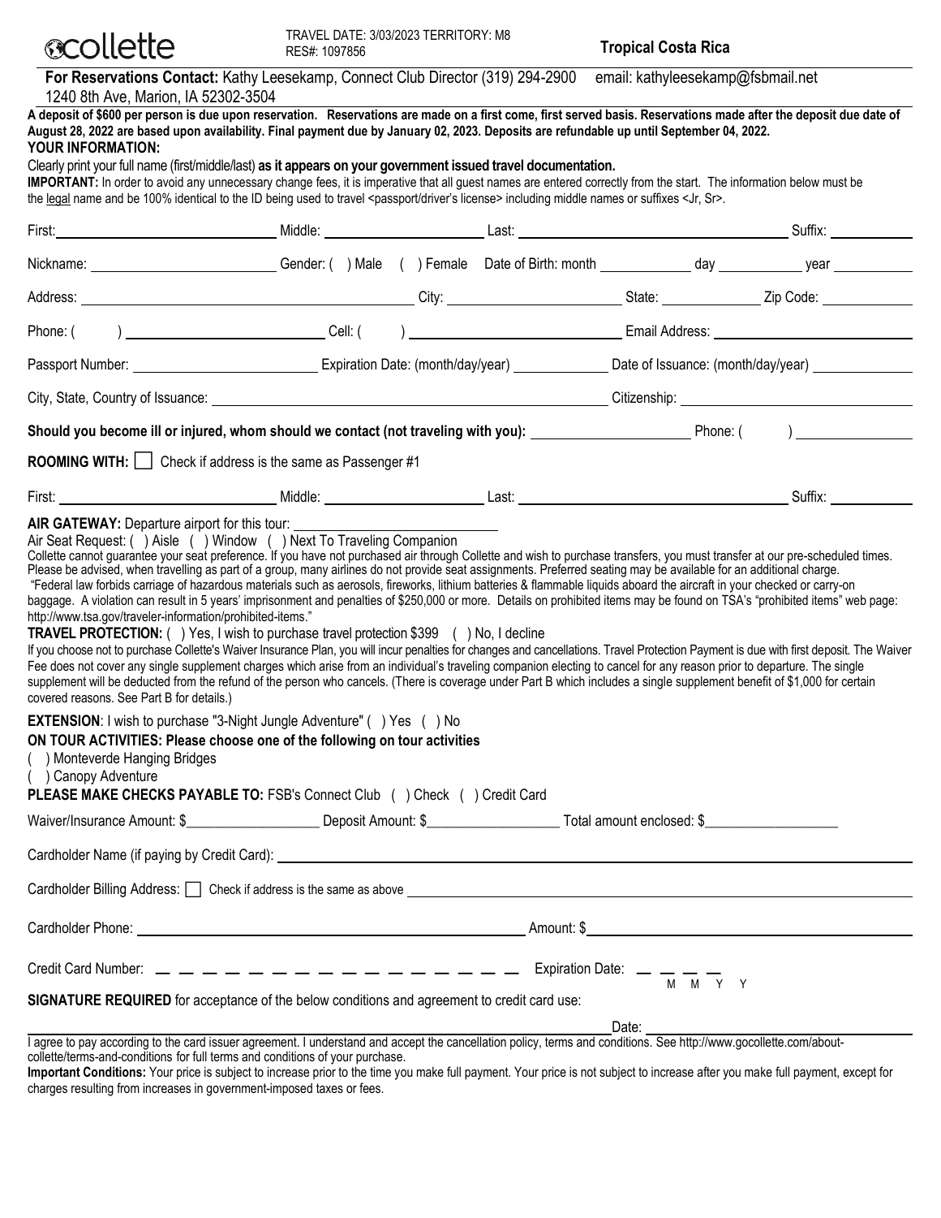collette

TRAVEL DATE: 3/03/2023 TERRITORY: M8
RES#: 1097856

**Tropical Costa Rica**

**For Reservations Contact:** Kathy Leesekamp, Connect Club Director (319) 294-2900 email: kathyleesekamp@fsbmail.net
1240 8th Ave, Marion, IA 52302-3504

**A deposit of $600 per person is due upon reservation. Reservations are made on a first come, first served basis. Reservations made after the deposit due date of August 28, 2022 are based upon availability. Final payment due by January 02, 2023. Deposits are refundable up until September 04, 2022.**

**YOUR INFORMATION:**

Clearly print your full name (first/middle/last) **as it appears on your government issued travel documentation.**

**IMPORTANT:** In order to avoid any unnecessary change fees, it is imperative that all guest names are entered correctly from the start. The information below must be the legal name and be 100% identical to the ID being used to travel <passport/driver's license> including middle names or suffixes <Jr, Sr>.

First: \_\_\_\_\_\_\_\_\_\_ Middle: \_\_\_\_\_\_\_\_\_\_ Last: \_\_\_\_\_\_\_\_\_\_ Suffix: \_\_\_\_\_\_\_\_\_\_

Nickname: \_\_\_\_\_\_\_\_\_\_ Gender: ( ) Male ( ) Female Date of Birth: month \_\_\_\_\_\_\_\_\_\_ day \_\_\_\_\_\_\_\_\_\_ year \_\_\_\_\_\_\_\_\_\_

Address: \_\_\_\_\_\_\_\_\_\_ City: \_\_\_\_\_\_\_\_\_\_ State: \_\_\_\_\_\_\_\_\_\_ Zip Code: \_\_\_\_\_\_\_\_\_\_

Phone: ( ) \_\_\_\_\_\_\_\_\_\_ Cell: ( ) \_\_\_\_\_\_\_\_\_\_ Email Address: \_\_\_\_\_\_\_\_\_\_

Passport Number: \_\_\_\_\_\_\_\_\_\_ Expiration Date: (month/day/year) \_\_\_\_\_\_\_\_\_\_ Date of Issuance: (month/day/year) \_\_\_\_\_\_\_\_\_\_

City, State, Country of Issuance: \_\_\_\_\_\_\_\_\_\_ Citizenship: \_\_\_\_\_\_\_\_\_\_

**Should you become ill or injured, whom should we contact (not traveling with you):** \_\_\_\_\_\_\_\_\_\_ Phone: ( ) \_\_\_\_\_\_\_\_\_\_

**ROOMING WITH:** ☐ Check if address is the same as Passenger #1

First: \_\_\_\_\_\_\_\_\_\_ Middle: \_\_\_\_\_\_\_\_\_\_ Last: \_\_\_\_\_\_\_\_\_\_ Suffix: \_\_\_\_\_\_\_\_\_\_

**AIR GATEWAY:** Departure airport for this tour: \_\_\_\_\_\_\_\_\_\_

Air Seat Request: ( ) Aisle ( ) Window ( ) Next To Traveling Companion

Collette cannot guarantee your seat preference. If you have not purchased air through Collette and wish to purchase transfers, you must transfer at our pre-scheduled times. Please be advised, when travelling as part of a group, many airlines do not provide seat assignments. Preferred seating may be available for an additional charge.

"Federal law forbids carriage of hazardous materials such as aerosols, fireworks, lithium batteries & flammable liquids aboard the aircraft in your checked or carry-on baggage. A violation can result in 5 years' imprisonment and penalties of $250,000 or more. Details on prohibited items may be found on TSA's "prohibited items" web page: http://www.tsa.gov/traveler-information/prohibited-items."

**TRAVEL PROTECTION:** ( ) Yes, I wish to purchase travel protection $399 ( ) No, I decline

If you choose not to purchase Collette's Waiver Insurance Plan, you will incur penalties for changes and cancellations. Travel Protection Payment is due with first deposit. The Waiver Fee does not cover any single supplement charges which arise from an individual's traveling companion electing to cancel for any reason prior to departure. The single supplement will be deducted from the refund of the person who cancels. (There is coverage under Part B which includes a single supplement benefit of $1,000 for certain covered reasons. See Part B for details.)

**EXTENSION**: I wish to purchase "3-Night Jungle Adventure" ( ) Yes ( ) No

**ON TOUR ACTIVITIES: Please choose one of the following on tour activities**

( ) Monteverde Hanging Bridges
( ) Canopy Adventure

**PLEASE MAKE CHECKS PAYABLE TO:** FSB's Connect Club ( ) Check ( ) Credit Card

Waiver/Insurance Amount: $\_\_\_\_\_\_\_\_\_\_ Deposit Amount: $\_\_\_\_\_\_\_\_\_\_ Total amount enclosed: $\_\_\_\_\_\_\_\_\_\_

Cardholder Name (if paying by Credit Card): \_\_\_\_\_\_\_\_\_\_

Cardholder Billing Address: ☐ Check if address is the same as above \_\_\_\_\_\_\_\_\_\_

Cardholder Phone: \_\_\_\_\_\_\_\_\_\_ Amount: $\_\_\_\_\_\_\_\_\_\_

Credit Card Number: \_ \_ \_ \_ \_ \_ \_ \_ \_ \_ \_ \_ \_ \_ \_ \_ Expiration Date: \_ \_ \_ \_ (M M Y Y)

**SIGNATURE REQUIRED** for acceptance of the below conditions and agreement to credit card use:

\_\_\_\_\_\_\_\_\_\_ Date: \_\_\_\_\_\_\_\_\_\_

I agree to pay according to the card issuer agreement. I understand and accept the cancellation policy, terms and conditions. See http://www.gocollette.com/about-collette/terms-and-conditions for full terms and conditions of your purchase.

**Important Conditions:** Your price is subject to increase prior to the time you make full payment. Your price is not subject to increase after you make full payment, except for charges resulting from increases in government-imposed taxes or fees.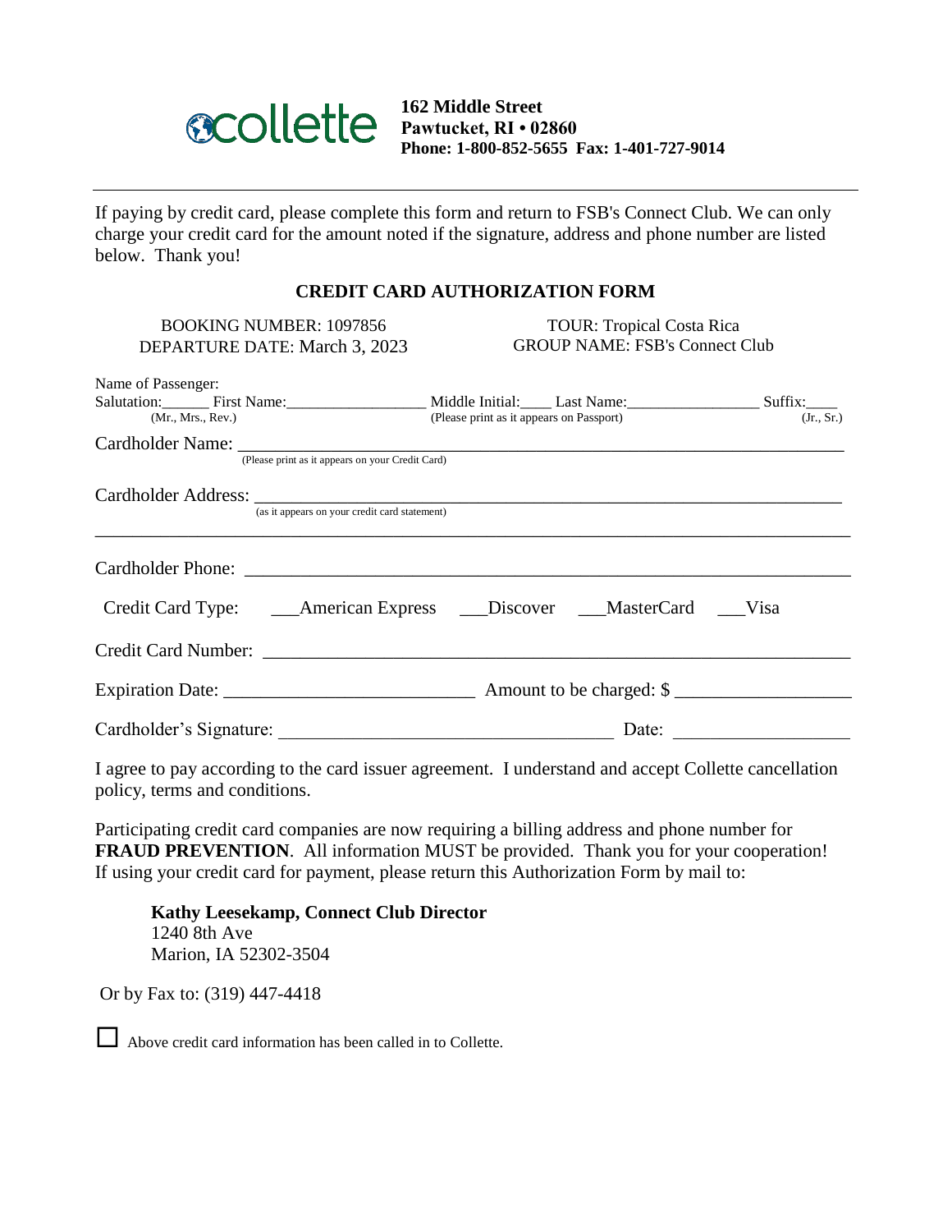collette

**162 Middle Street**
**Pawtucket, RI • 02860**
**Phone: 1-800-852-5655 Fax: 1-401-727-9014**

---

If paying by credit card, please complete this form and return to FSB's Connect Club. We can only charge your credit card for the amount noted if the signature, address and phone number are listed below. Thank you!

**CREDIT CARD AUTHORIZATION FORM**

BOOKING NUMBER: 1097856
DEPARTURE DATE: March 3, 2023

TOUR: Tropical Costa Rica
GROUP NAME: FSB's Connect Club

Name of Passenger:
Salutation:______ First Name:_________________ Middle Initial:____ Last Name:________________ Suffix:____
(Mr., Mrs., Rev.) (Please print as it appears on Passport) (Jr., Sr.)

Cardholder Name: ________________________________________________________________
(Please print as it appears on your Credit Card)

Cardholder Address: ______________________________________________________________
(as it appears on your credit card statement)

__________________________________________________________________________________

Cardholder Phone: _______________________________________________________________

Credit Card Type: ___American Express ___Discover ___MasterCard ___Visa

Credit Card Number: ______________________________________________________________

Expiration Date: __________________________ Amount to be charged: $ __________________

Cardholder's Signature: ___________________________________ Date: __________________

I agree to pay according to the card issuer agreement. I understand and accept Collette cancellation policy, terms and conditions.

Participating credit card companies are now requiring a billing address and phone number for **FRAUD PREVENTION**. All information MUST be provided. Thank you for your cooperation! If using your credit card for payment, please return this Authorization Form by mail to:

**Kathy Leesekamp, Connect Club Director**
1240 8th Ave
Marion, IA 52302-3504

Or by Fax to: (319) 447-4418

☐ Above credit card information has been called in to Collette.